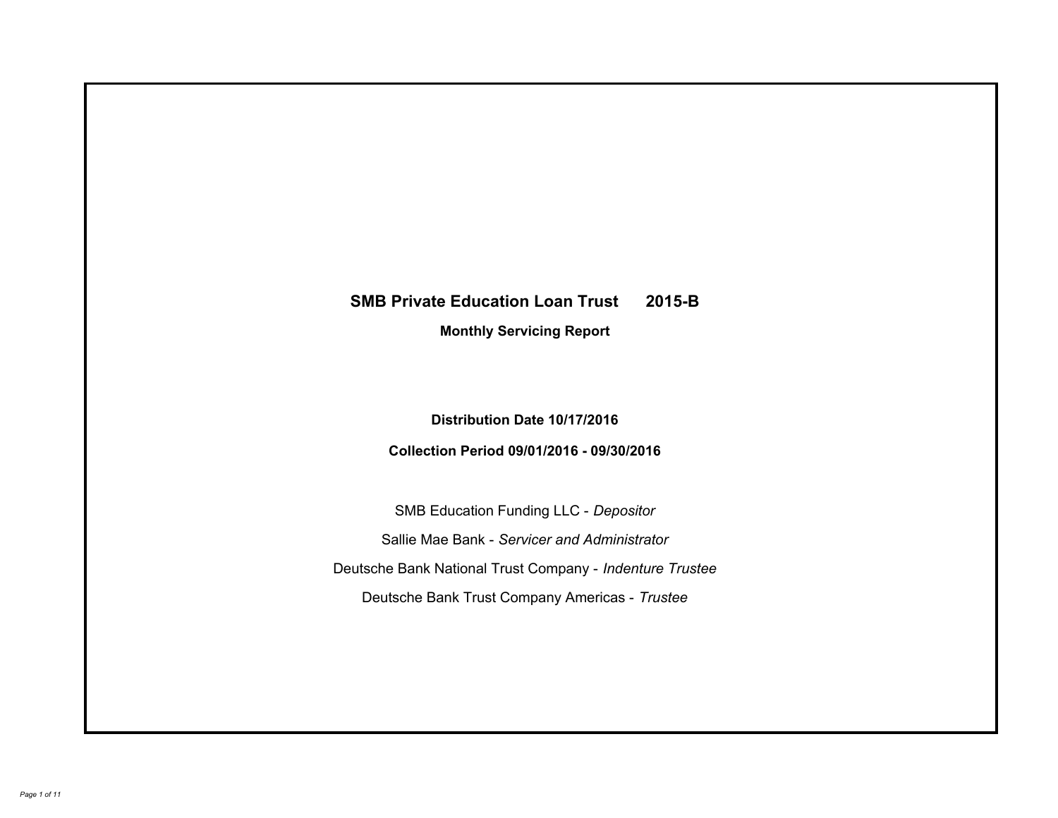# SMB Private Education Loan Trust 2015-B

## Monthly Servicing Report

**Distribution Date 10/17/2016**

**Collection Period 09/01/2016 - 09/30/2016**

SMB Education Funding LLC - *Depositor*

Sallie Mae Bank - *Servicer and Administrator*

Deutsche Bank National Trust Company - *Indenture Trustee*

Deutsche Bank Trust Company Americas - *Trustee*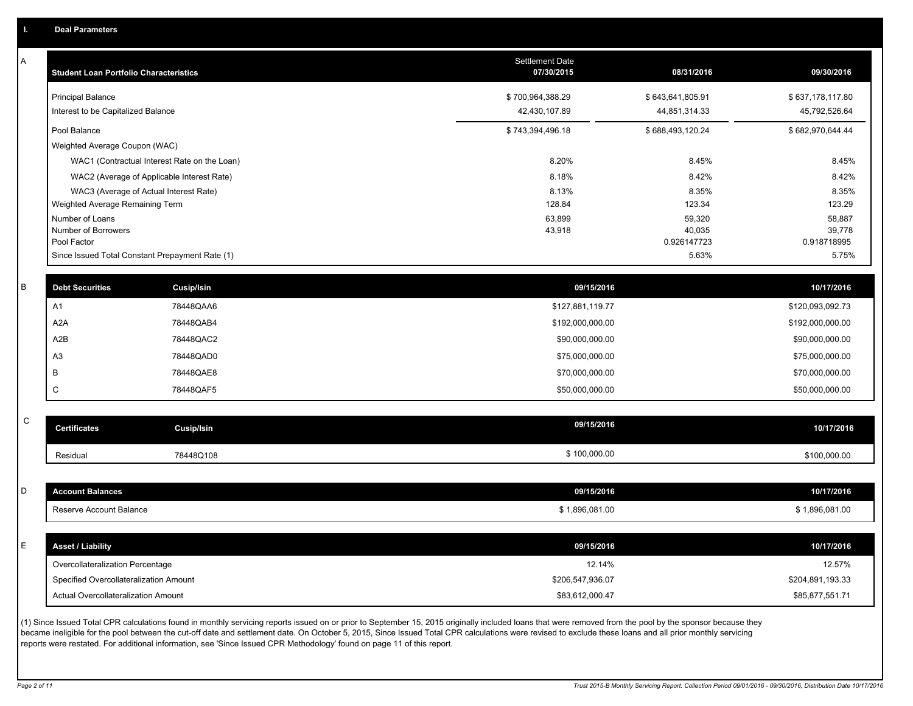## I. Deal Parameters

### A

| Student Loan Portfolio Characteristics | Settlement Date 07/30/2015 | 08/31/2016 | 09/30/2016 |
|---|---|---|---|
| Principal Balance | $ 700,964,388.29 | $ 643,641,805.91 | $ 637,178,117.80 |
| Interest to be Capitalized Balance | 42,430,107.89 | 44,851,314.33 | 45,792,526.64 |
| Pool Balance | $ 743,394,496.18 | $ 688,493,120.24 | $ 682,970,644.44 |
| Weighted Average Coupon (WAC) | | | |
| WAC1 (Contractual Interest Rate on the Loan) | 8.20% | 8.45% | 8.45% |
| WAC2 (Average of Applicable Interest Rate) | 8.18% | 8.42% | 8.42% |
| WAC3 (Average of Actual Interest Rate) | 8.13% | 8.35% | 8.35% |
| Weighted Average Remaining Term | 128.84 | 123.34 | 123.29 |
| Number of Loans | 63,899 | 59,320 | 58,887 |
| Number of Borrowers | 43,918 | 40,035 | 39,778 |
| Pool Factor | | 0.926147723 | 0.918718995 |
| Since Issued Total Constant Prepayment Rate (1) | | 5.63% | 5.75% |

### B

| Debt Securities | Cusip/Isin | 09/15/2016 | 10/17/2016 |
|---|---|---|---|
| A1 | 78448QAA6 | $127,881,119.77 | $120,093,092.73 |
| A2A | 78448QAB4 | $192,000,000.00 | $192,000,000.00 |
| A2B | 78448QAC2 | $90,000,000.00 | $90,000,000.00 |
| A3 | 78448QAD0 | $75,000,000.00 | $75,000,000.00 |
| B | 78448QAE8 | $70,000,000.00 | $70,000,000.00 |
| C | 78448QAF5 | $50,000,000.00 | $50,000,000.00 |

### C

| Certificates | Cusip/Isin | 09/15/2016 | 10/17/2016 |
|---|---|---|---|
| Residual | 78448Q108 | $ 100,000.00 | $100,000.00 |

### D

| Account Balances | 09/15/2016 | 10/17/2016 |
|---|---|---|
| Reserve Account Balance | $ 1,896,081.00 | $ 1,896,081.00 |

### E

| Asset / Liability | 09/15/2016 | 10/17/2016 |
|---|---|---|
| Overcollateralization Percentage | 12.14% | 12.57% |
| Specified Overcollateralization Amount | $206,547,936.07 | $204,891,193.33 |
| Actual Overcollateralization Amount | $83,612,000.47 | $85,877,551.71 |

(1) Since Issued Total CPR calculations found in monthly servicing reports issued on or prior to September 15, 2015 originally included loans that were removed from the pool by the sponsor because they became ineligible for the pool between the cut-off date and settlement date. On October 5, 2015, Since Issued Total CPR calculations were revised to exclude these loans and all prior monthly servicing reports were restated. For additional information, see 'Since Issued CPR Methodology' found on page 11 of this report.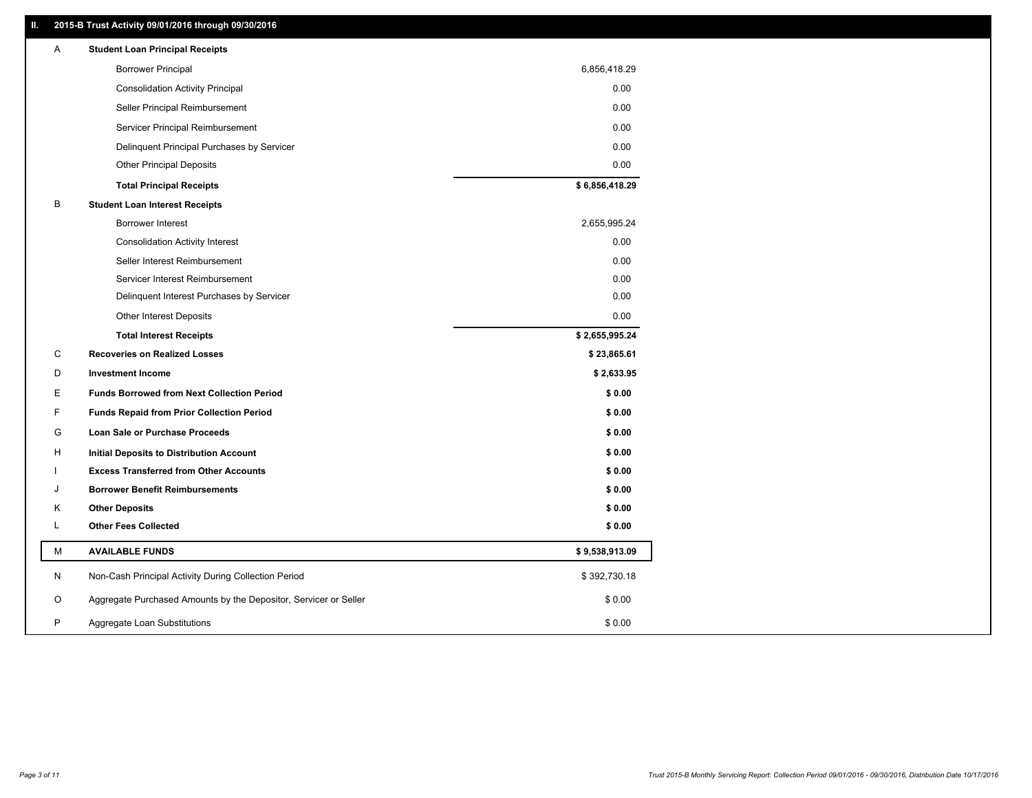## II. 2015-B Trust Activity 09/01/2016 through 09/30/2016

| | | |
|---|---|---|
| A | **Student Loan Principal Receipts** | |
| | Borrower Principal | 6,856,418.29 |
| | Consolidation Activity Principal | 0.00 |
| | Seller Principal Reimbursement | 0.00 |
| | Servicer Principal Reimbursement | 0.00 |
| | Delinquent Principal Purchases by Servicer | 0.00 |
| | Other Principal Deposits | 0.00 |
| | **Total Principal Receipts** | **$ 6,856,418.29** |
| B | **Student Loan Interest Receipts** | |
| | Borrower Interest | 2,655,995.24 |
| | Consolidation Activity Interest | 0.00 |
| | Seller Interest Reimbursement | 0.00 |
| | Servicer Interest Reimbursement | 0.00 |
| | Delinquent Interest Purchases by Servicer | 0.00 |
| | Other Interest Deposits | 0.00 |
| | **Total Interest Receipts** | **$ 2,655,995.24** |
| C | **Recoveries on Realized Losses** | **$ 23,865.61** |
| D | **Investment Income** | **$ 2,633.95** |
| E | **Funds Borrowed from Next Collection Period** | **$ 0.00** |
| F | **Funds Repaid from Prior Collection Period** | **$ 0.00** |
| G | **Loan Sale or Purchase Proceeds** | **$ 0.00** |
| H | **Initial Deposits to Distribution Account** | **$ 0.00** |
| I | **Excess Transferred from Other Accounts** | **$ 0.00** |
| J | **Borrower Benefit Reimbursements** | **$ 0.00** |
| K | **Other Deposits** | **$ 0.00** |
| L | **Other Fees Collected** | **$ 0.00** |
| M | **AVAILABLE FUNDS** | **$ 9,538,913.09** |
| N | Non-Cash Principal Activity During Collection Period | $ 392,730.18 |
| O | Aggregate Purchased Amounts by the Depositor, Servicer or Seller | $ 0.00 |
| P | Aggregate Loan Substitutions | $ 0.00 |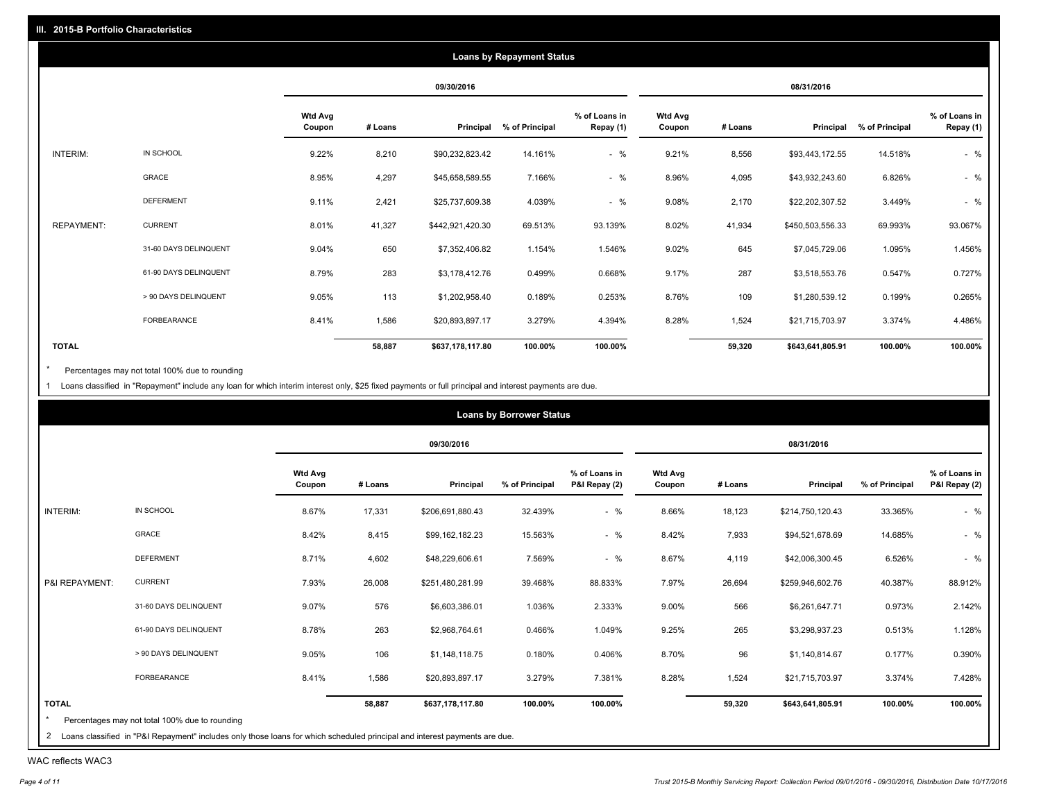## III. 2015-B Portfolio Characteristics

### Loans by Repayment Status

| | | 09/30/2016 | | | | | 08/31/2016 | | | | |
|---|---|---|---|---|---|---|---|---|---|---|---|
| | | Wtd Avg Coupon | # Loans | Principal | % of Principal | % of Loans in Repay (1) | Wtd Avg Coupon | # Loans | Principal | % of Principal | % of Loans in Repay (1) |
| INTERIM: | IN SCHOOL | 9.22% | 8,210 | $90,232,823.42 | 14.161% | - % | 9.21% | 8,556 | $93,443,172.55 | 14.518% | - % |
| | GRACE | 8.95% | 4,297 | $45,658,589.55 | 7.166% | - % | 8.96% | 4,095 | $43,932,243.60 | 6.826% | - % |
| | DEFERMENT | 9.11% | 2,421 | $25,737,609.38 | 4.039% | - % | 9.08% | 2,170 | $22,202,307.52 | 3.449% | - % |
| REPAYMENT: | CURRENT | 8.01% | 41,327 | $442,921,420.30 | 69.513% | 93.139% | 8.02% | 41,934 | $450,503,556.33 | 69.993% | 93.067% |
| | 31-60 DAYS DELINQUENT | 9.04% | 650 | $7,352,406.82 | 1.154% | 1.546% | 9.02% | 645 | $7,045,729.06 | 1.095% | 1.456% |
| | 61-90 DAYS DELINQUENT | 8.79% | 283 | $3,178,412.76 | 0.499% | 0.668% | 9.17% | 287 | $3,518,553.76 | 0.547% | 0.727% |
| | > 90 DAYS DELINQUENT | 9.05% | 113 | $1,202,958.40 | 0.189% | 0.253% | 8.76% | 109 | $1,280,539.12 | 0.199% | 0.265% |
| | FORBEARANCE | 8.41% | 1,586 | $20,893,897.17 | 3.279% | 4.394% | 8.28% | 1,524 | $21,715,703.97 | 3.374% | 4.486% |
| **TOTAL** | | | **58,887** | **$637,178,117.80** | **100.00%** | **100.00%** | | **59,320** | **$643,641,805.91** | **100.00%** | **100.00%** |

* Percentages may not total 100% due to rounding

1 Loans classified in "Repayment" include any loan for which interim interest only, $25 fixed payments or full principal and interest payments are due.

### Loans by Borrower Status

| | | 09/30/2016 | | | | | 08/31/2016 | | | | |
|---|---|---|---|---|---|---|---|---|---|---|---|
| | | Wtd Avg Coupon | # Loans | Principal | % of Principal | % of Loans in P&I Repay (2) | Wtd Avg Coupon | # Loans | Principal | % of Principal | % of Loans in P&I Repay (2) |
| INTERIM: | IN SCHOOL | 8.67% | 17,331 | $206,691,880.43 | 32.439% | - % | 8.66% | 18,123 | $214,750,120.43 | 33.365% | - % |
| | GRACE | 8.42% | 8,415 | $99,162,182.23 | 15.563% | - % | 8.42% | 7,933 | $94,521,678.69 | 14.685% | - % |
| | DEFERMENT | 8.71% | 4,602 | $48,229,606.61 | 7.569% | - % | 8.67% | 4,119 | $42,006,300.45 | 6.526% | - % |
| P&I REPAYMENT: | CURRENT | 7.93% | 26,008 | $251,480,281.99 | 39.468% | 88.833% | 7.97% | 26,694 | $259,946,602.76 | 40.387% | 88.912% |
| | 31-60 DAYS DELINQUENT | 9.07% | 576 | $6,603,386.01 | 1.036% | 2.333% | 9.00% | 566 | $6,261,647.71 | 0.973% | 2.142% |
| | 61-90 DAYS DELINQUENT | 8.78% | 263 | $2,968,764.61 | 0.466% | 1.049% | 9.25% | 265 | $3,298,937.23 | 0.513% | 1.128% |
| | > 90 DAYS DELINQUENT | 9.05% | 106 | $1,148,118.75 | 0.180% | 0.406% | 8.70% | 96 | $1,140,814.67 | 0.177% | 0.390% |
| | FORBEARANCE | 8.41% | 1,586 | $20,893,897.17 | 3.279% | 7.381% | 8.28% | 1,524 | $21,715,703.97 | 3.374% | 7.428% |
| **TOTAL** | | | **58,887** | **$637,178,117.80** | **100.00%** | **100.00%** | | **59,320** | **$643,641,805.91** | **100.00%** | **100.00%** |

* Percentages may not total 100% due to rounding

2 Loans classified in "P&I Repayment" includes only those loans for which scheduled principal and interest payments are due.

WAC reflects WAC3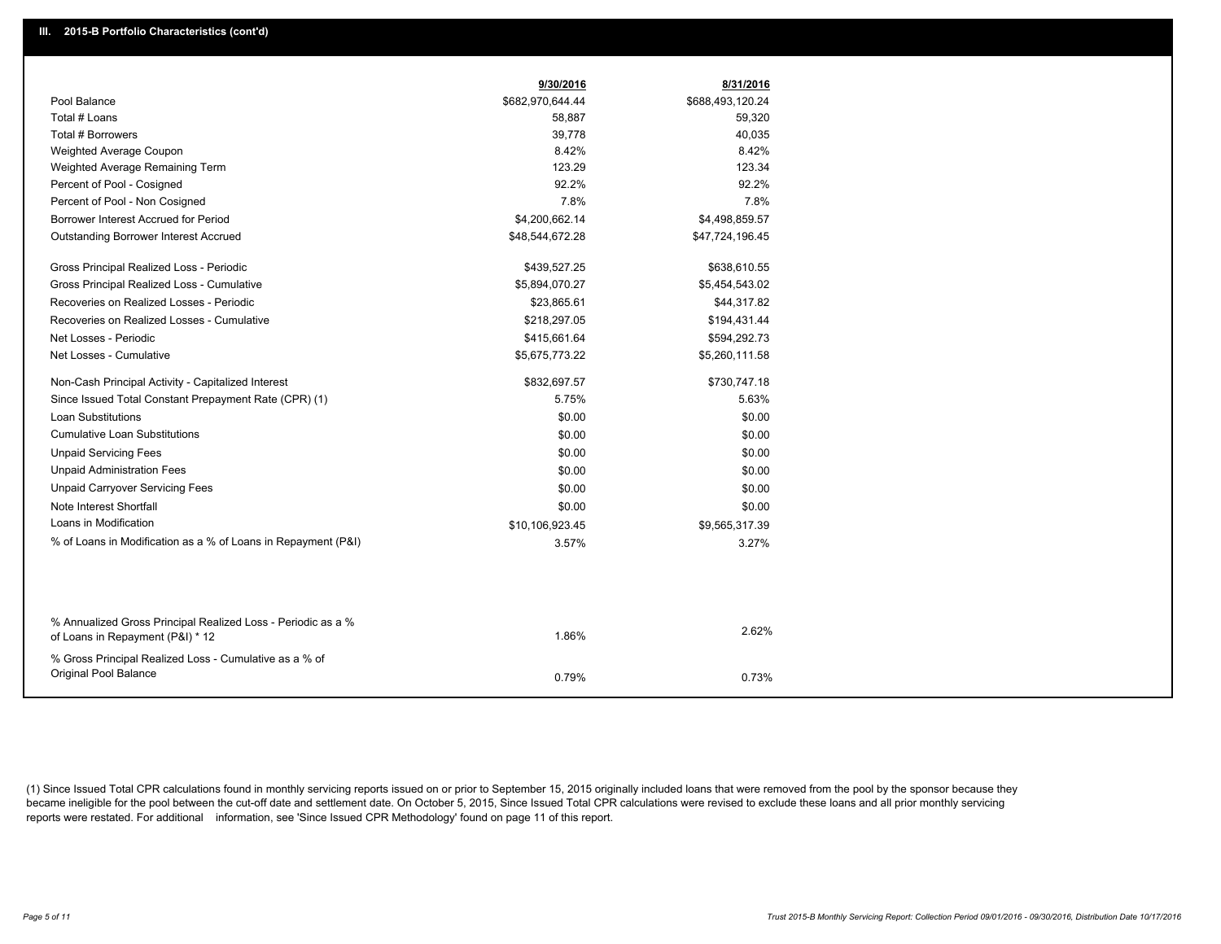## III. 2015-B Portfolio Characteristics (cont'd)

| | 9/30/2016 | 8/31/2016 |
|---|---|---|
| Pool Balance | $682,970,644.44 | $688,493,120.24 |
| Total # Loans | 58,887 | 59,320 |
| Total # Borrowers | 39,778 | 40,035 |
| Weighted Average Coupon | 8.42% | 8.42% |
| Weighted Average Remaining Term | 123.29 | 123.34 |
| Percent of Pool - Cosigned | 92.2% | 92.2% |
| Percent of Pool - Non Cosigned | 7.8% | 7.8% |
| Borrower Interest Accrued for Period | $4,200,662.14 | $4,498,859.57 |
| Outstanding Borrower Interest Accrued | $48,544,672.28 | $47,724,196.45 |
| Gross Principal Realized Loss - Periodic | $439,527.25 | $638,610.55 |
| Gross Principal Realized Loss - Cumulative | $5,894,070.27 | $5,454,543.02 |
| Recoveries on Realized Losses - Periodic | $23,865.61 | $44,317.82 |
| Recoveries on Realized Losses - Cumulative | $218,297.05 | $194,431.44 |
| Net Losses - Periodic | $415,661.64 | $594,292.73 |
| Net Losses - Cumulative | $5,675,773.22 | $5,260,111.58 |
| Non-Cash Principal Activity - Capitalized Interest | $832,697.57 | $730,747.18 |
| Since Issued Total Constant Prepayment Rate (CPR) (1) | 5.75% | 5.63% |
| Loan Substitutions | $0.00 | $0.00 |
| Cumulative Loan Substitutions | $0.00 | $0.00 |
| Unpaid Servicing Fees | $0.00 | $0.00 |
| Unpaid Administration Fees | $0.00 | $0.00 |
| Unpaid Carryover Servicing Fees | $0.00 | $0.00 |
| Note Interest Shortfall | $0.00 | $0.00 |
| Loans in Modification | $10,106,923.45 | $9,565,317.39 |
| % of Loans in Modification as a % of Loans in Repayment (P&I) | 3.57% | 3.27% |
| % Annualized Gross Principal Realized Loss - Periodic as a % of Loans in Repayment (P&I) * 12 | 1.86% | 2.62% |
| % Gross Principal Realized Loss - Cumulative as a % of Original Pool Balance | 0.79% | 0.73% |

(1) Since Issued Total CPR calculations found in monthly servicing reports issued on or prior to September 15, 2015 originally included loans that were removed from the pool by the sponsor because they became ineligible for the pool between the cut-off date and settlement date. On October 5, 2015, Since Issued Total CPR calculations were revised to exclude these loans and all prior monthly servicing reports were restated. For additional information, see 'Since Issued CPR Methodology' found on page 11 of this report.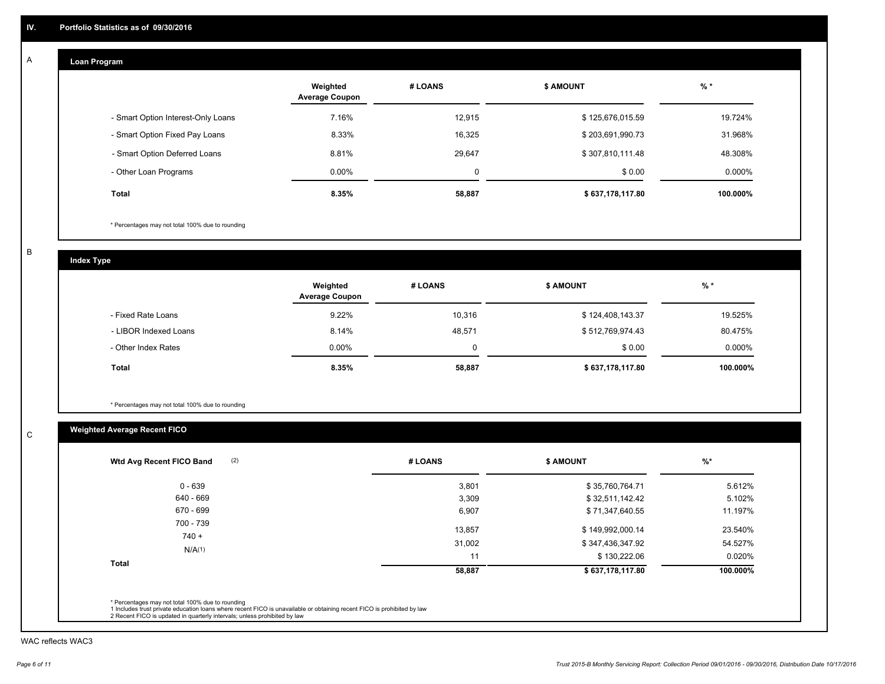## IV. Portfolio Statistics as of 09/30/2016

### A Loan Program

| | Weighted Average Coupon | # LOANS | $ AMOUNT | % * |
|---|---|---|---|---|
| - Smart Option Interest-Only Loans | 7.16% | 12,915 | $ 125,676,015.59 | 19.724% |
| - Smart Option Fixed Pay Loans | 8.33% | 16,325 | $ 203,691,990.73 | 31.968% |
| - Smart Option Deferred Loans | 8.81% | 29,647 | $ 307,810,111.48 | 48.308% |
| - Other Loan Programs | 0.00% | 0 | $ 0.00 | 0.000% |
| **Total** | **8.35%** | **58,887** | **$ 637,178,117.80** | **100.000%** |

* Percentages may not total 100% due to rounding

### B Index Type

| | Weighted Average Coupon | # LOANS | $ AMOUNT | % * |
|---|---|---|---|---|
| - Fixed Rate Loans | 9.22% | 10,316 | $ 124,408,143.37 | 19.525% |
| - LIBOR Indexed Loans | 8.14% | 48,571 | $ 512,769,974.43 | 80.475% |
| - Other Index Rates | 0.00% | 0 | $ 0.00 | 0.000% |
| **Total** | **8.35%** | **58,887** | **$ 637,178,117.80** | **100.000%** |

* Percentages may not total 100% due to rounding

### C Weighted Average Recent FICO

| Wtd Avg Recent FICO Band (2) | # LOANS | $ AMOUNT | %* |
|---|---|---|---|
| 0 - 639 | 3,801 | $ 35,760,764.71 | 5.612% |
| 640 - 669 | 3,309 | $ 32,511,142.42 | 5.102% |
| 670 - 699 | 6,907 | $ 71,347,640.55 | 11.197% |
| 700 - 739 | 13,857 | $ 149,992,000.14 | 23.540% |
| 740 + | 31,002 | $ 347,436,347.92 | 54.527% |
| N/A(1) | 11 | $ 130,222.06 | 0.020% |
| **Total** | **58,887** | **$ 637,178,117.80** | **100.000%** |

* Percentages may not total 100% due to rounding

1 Includes trust private education loans where recent FICO is unavailable or obtaining recent FICO is prohibited by law

2 Recent FICO is updated in quarterly intervals; unless prohibited by law

WAC reflects WAC3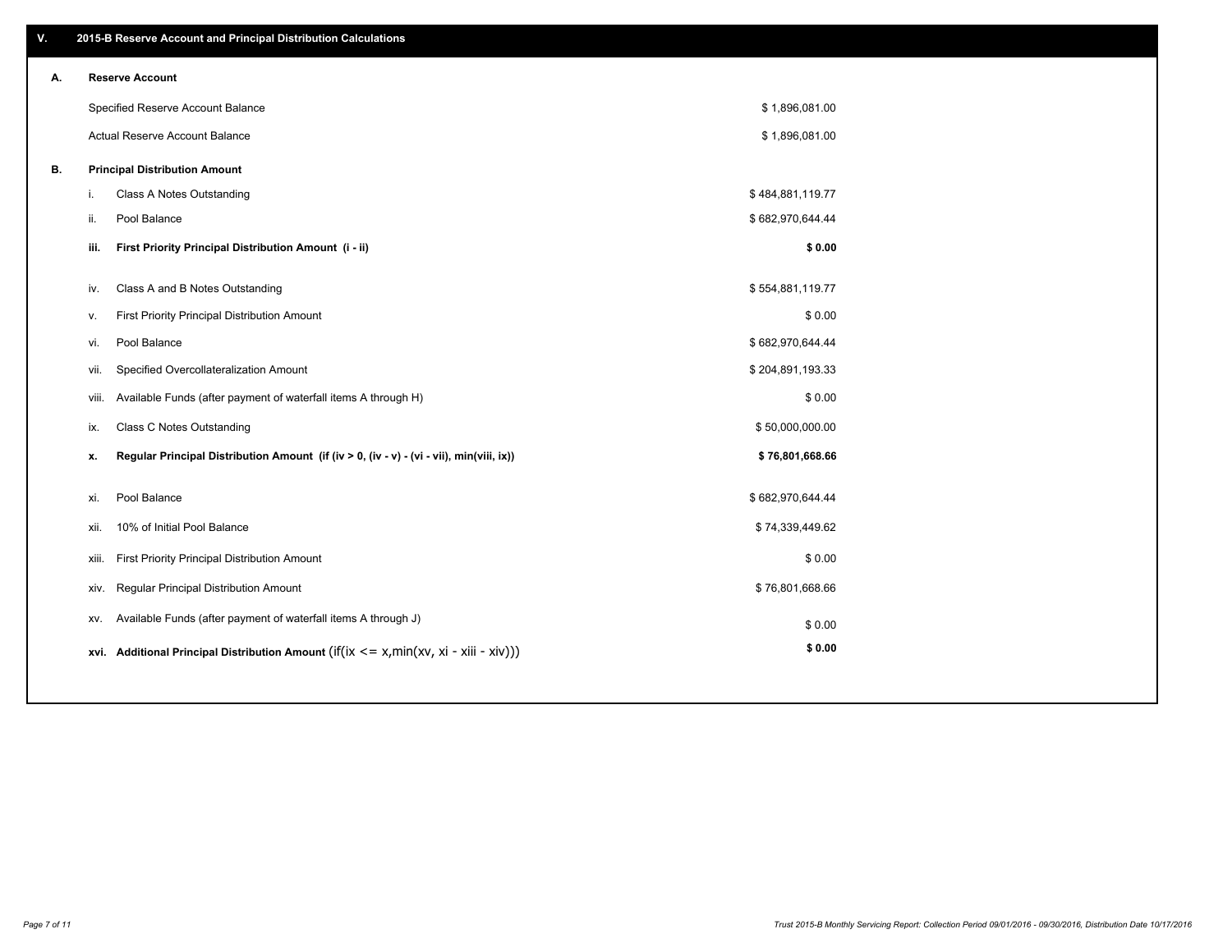## V. 2015-B Reserve Account and Principal Distribution Calculations

### A. Reserve Account

| | |
|---|---|
| Specified Reserve Account Balance | $ 1,896,081.00 |
| Actual Reserve Account Balance | $ 1,896,081.00 |

### B. Principal Distribution Amount

| | | |
|---|---|---|
| i. | Class A Notes Outstanding | $ 484,881,119.77 |
| ii. | Pool Balance | $ 682,970,644.44 |
| **iii.** | **First Priority Principal Distribution Amount (i - ii)** | **$ 0.00** |
| iv. | Class A and B Notes Outstanding | $ 554,881,119.77 |
| v. | First Priority Principal Distribution Amount | $ 0.00 |
| vi. | Pool Balance | $ 682,970,644.44 |
| vii. | Specified Overcollateralization Amount | $ 204,891,193.33 |
| viii. | Available Funds (after payment of waterfall items A through H) | $ 0.00 |
| ix. | Class C Notes Outstanding | $ 50,000,000.00 |
| **x.** | **Regular Principal Distribution Amount (if (iv > 0, (iv - v) - (vi - vii), min(viii, ix))** | **$ 76,801,668.66** |
| xi. | Pool Balance | $ 682,970,644.44 |
| xii. | 10% of Initial Pool Balance | $ 74,339,449.62 |
| xiii. | First Priority Principal Distribution Amount | $ 0.00 |
| xiv. | Regular Principal Distribution Amount | $ 76,801,668.66 |
| xv. | Available Funds (after payment of waterfall items A through J) | $ 0.00 |
| **xvi.** | **Additional Principal Distribution Amount** (if(ix <= x,min(xv, xi - xiii - xiv))) | **$ 0.00** |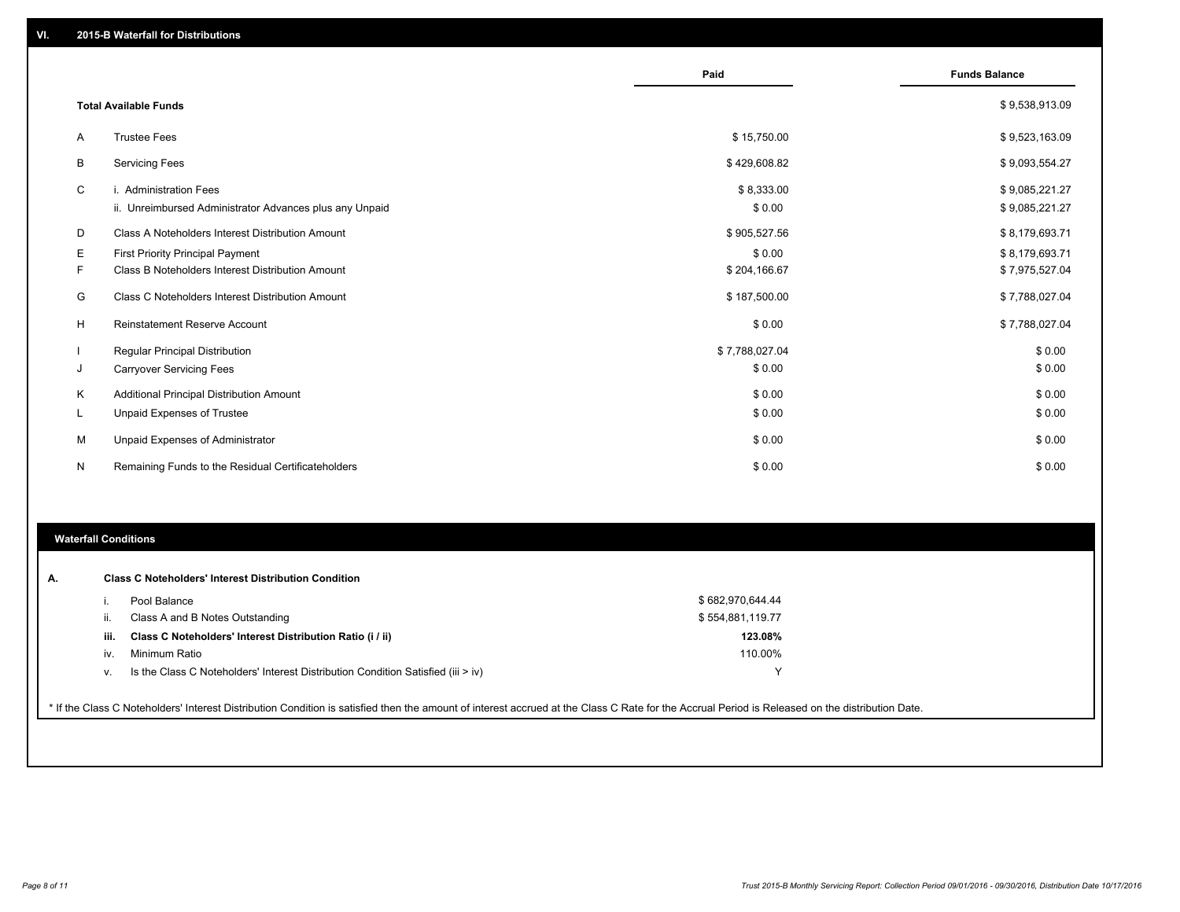## VI. 2015-B Waterfall for Distributions

| | | Paid | Funds Balance |
|---|---|---|---|
| | **Total Available Funds** | | $ 9,538,913.09 |
| A | Trustee Fees | $ 15,750.00 | $ 9,523,163.09 |
| B | Servicing Fees | $ 429,608.82 | $ 9,093,554.27 |
| C | i. Administration Fees | $ 8,333.00 | $ 9,085,221.27 |
| | ii. Unreimbursed Administrator Advances plus any Unpaid | $ 0.00 | $ 9,085,221.27 |
| D | Class A Noteholders Interest Distribution Amount | $ 905,527.56 | $ 8,179,693.71 |
| E | First Priority Principal Payment | $ 0.00 | $ 8,179,693.71 |
| F | Class B Noteholders Interest Distribution Amount | $ 204,166.67 | $ 7,975,527.04 |
| G | Class C Noteholders Interest Distribution Amount | $ 187,500.00 | $ 7,788,027.04 |
| H | Reinstatement Reserve Account | $ 0.00 | $ 7,788,027.04 |
| I | Regular Principal Distribution | $ 7,788,027.04 | $ 0.00 |
| J | Carryover Servicing Fees | $ 0.00 | $ 0.00 |
| K | Additional Principal Distribution Amount | $ 0.00 | $ 0.00 |
| L | Unpaid Expenses of Trustee | $ 0.00 | $ 0.00 |
| M | Unpaid Expenses of Administrator | $ 0.00 | $ 0.00 |
| N | Remaining Funds to the Residual Certificateholders | $ 0.00 | $ 0.00 |

### Waterfall Conditions

**A. Class C Noteholders' Interest Distribution Condition**

| | | |
|---|---|---|
| i. | Pool Balance | $ 682,970,644.44 |
| ii. | Class A and B Notes Outstanding | $ 554,881,119.77 |
| **iii.** | **Class C Noteholders' Interest Distribution Ratio (i / ii)** | **123.08%** |
| iv. | Minimum Ratio | 110.00% |
| v. | Is the Class C Noteholders' Interest Distribution Condition Satisfied (iii > iv) | Y |

* If the Class C Noteholders' Interest Distribution Condition is satisfied then the amount of interest accrued at the Class C Rate for the Accrual Period is Released on the distribution Date.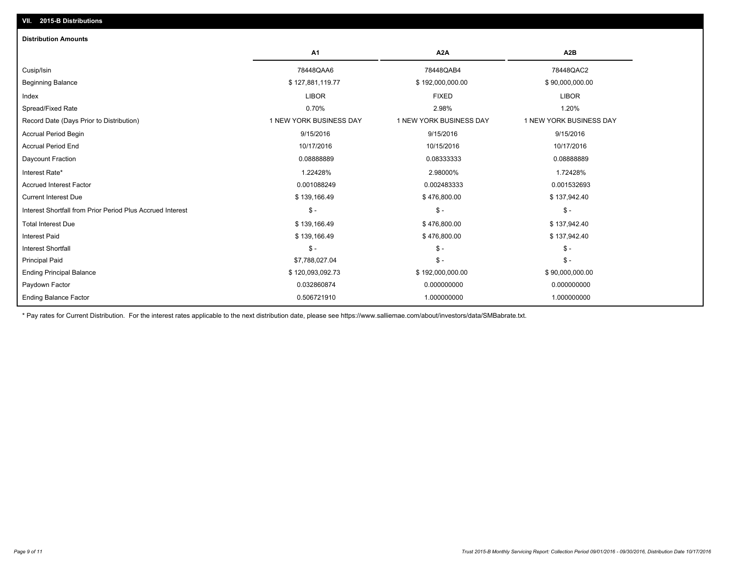## VII. 2015-B Distributions

### Distribution Amounts

| | A1 | A2A | A2B |
|---|---|---|---|
| Cusip/Isin | 78448QAA6 | 78448QAB4 | 78448QAC2 |
| Beginning Balance | $ 127,881,119.77 | $ 192,000,000.00 | $ 90,000,000.00 |
| Index | LIBOR | FIXED | LIBOR |
| Spread/Fixed Rate | 0.70% | 2.98% | 1.20% |
| Record Date (Days Prior to Distribution) | 1 NEW YORK BUSINESS DAY | 1 NEW YORK BUSINESS DAY | 1 NEW YORK BUSINESS DAY |
| Accrual Period Begin | 9/15/2016 | 9/15/2016 | 9/15/2016 |
| Accrual Period End | 10/17/2016 | 10/15/2016 | 10/17/2016 |
| Daycount Fraction | 0.08888889 | 0.08333333 | 0.08888889 |
| Interest Rate* | 1.22428% | 2.98000% | 1.72428% |
| Accrued Interest Factor | 0.001088249 | 0.002483333 | 0.001532693 |
| Current Interest Due | $ 139,166.49 | $ 476,800.00 | $ 137,942.40 |
| Interest Shortfall from Prior Period Plus Accrued Interest | $ - | $ - | $ - |
| Total Interest Due | $ 139,166.49 | $ 476,800.00 | $ 137,942.40 |
| Interest Paid | $ 139,166.49 | $ 476,800.00 | $ 137,942.40 |
| Interest Shortfall | $ - | $ - | $ - |
| Principal Paid | $7,788,027.04 | $ - | $ - |
| Ending Principal Balance | $ 120,093,092.73 | $ 192,000,000.00 | $ 90,000,000.00 |
| Paydown Factor | 0.032860874 | 0.000000000 | 0.000000000 |
| Ending Balance Factor | 0.506721910 | 1.000000000 | 1.000000000 |

* Pay rates for Current Distribution. For the interest rates applicable to the next distribution date, please see https://www.salliemae.com/about/investors/data/SMBabrate.txt.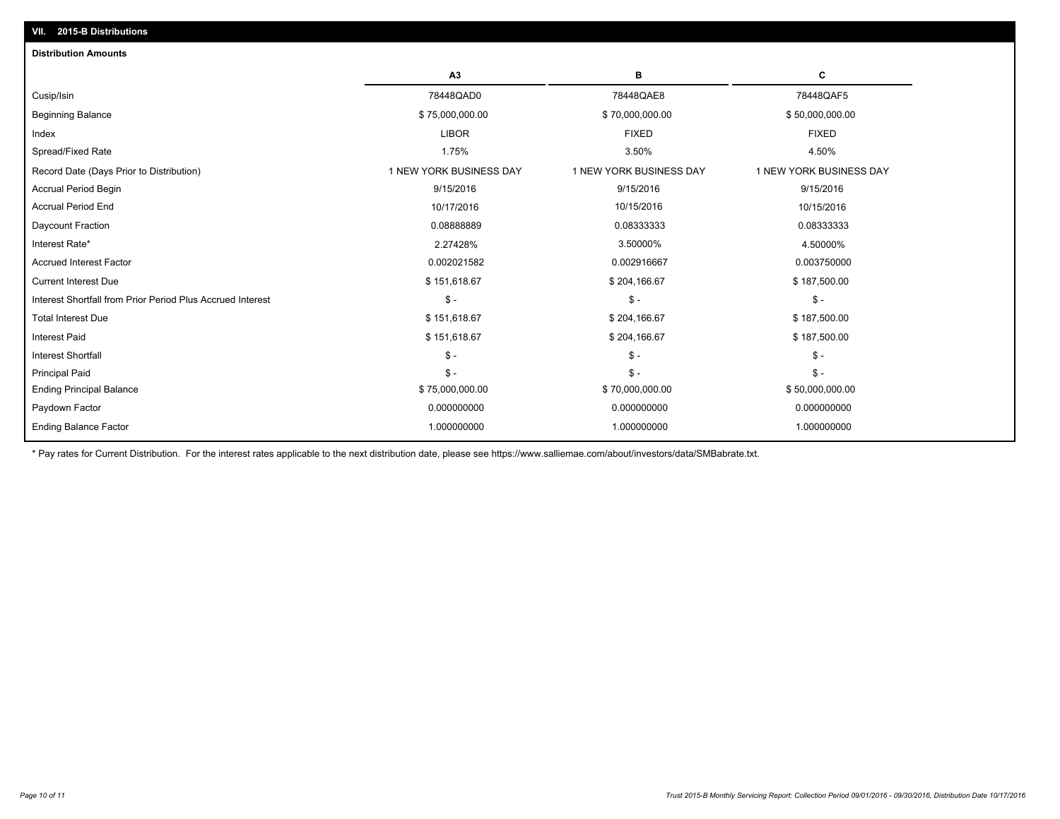## VII. 2015-B Distributions

### Distribution Amounts

| | A3 | B | C |
|---|---|---|---|
| Cusip/Isin | 78448QAD0 | 78448QAE8 | 78448QAF5 |
| Beginning Balance | $ 75,000,000.00 | $ 70,000,000.00 | $ 50,000,000.00 |
| Index | LIBOR | FIXED | FIXED |
| Spread/Fixed Rate | 1.75% | 3.50% | 4.50% |
| Record Date (Days Prior to Distribution) | 1 NEW YORK BUSINESS DAY | 1 NEW YORK BUSINESS DAY | 1 NEW YORK BUSINESS DAY |
| Accrual Period Begin | 9/15/2016 | 9/15/2016 | 9/15/2016 |
| Accrual Period End | 10/17/2016 | 10/15/2016 | 10/15/2016 |
| Daycount Fraction | 0.08888889 | 0.08333333 | 0.08333333 |
| Interest Rate* | 2.27428% | 3.50000% | 4.50000% |
| Accrued Interest Factor | 0.002021582 | 0.002916667 | 0.003750000 |
| Current Interest Due | $ 151,618.67 | $ 204,166.67 | $ 187,500.00 |
| Interest Shortfall from Prior Period Plus Accrued Interest | $ - | $ - | $ - |
| Total Interest Due | $ 151,618.67 | $ 204,166.67 | $ 187,500.00 |
| Interest Paid | $ 151,618.67 | $ 204,166.67 | $ 187,500.00 |
| Interest Shortfall | $ - | $ - | $ - |
| Principal Paid | $ - | $ - | $ - |
| Ending Principal Balance | $ 75,000,000.00 | $ 70,000,000.00 | $ 50,000,000.00 |
| Paydown Factor | 0.000000000 | 0.000000000 | 0.000000000 |
| Ending Balance Factor | 1.000000000 | 1.000000000 | 1.000000000 |

* Pay rates for Current Distribution. For the interest rates applicable to the next distribution date, please see https://www.salliemae.com/about/investors/data/SMBabrate.txt.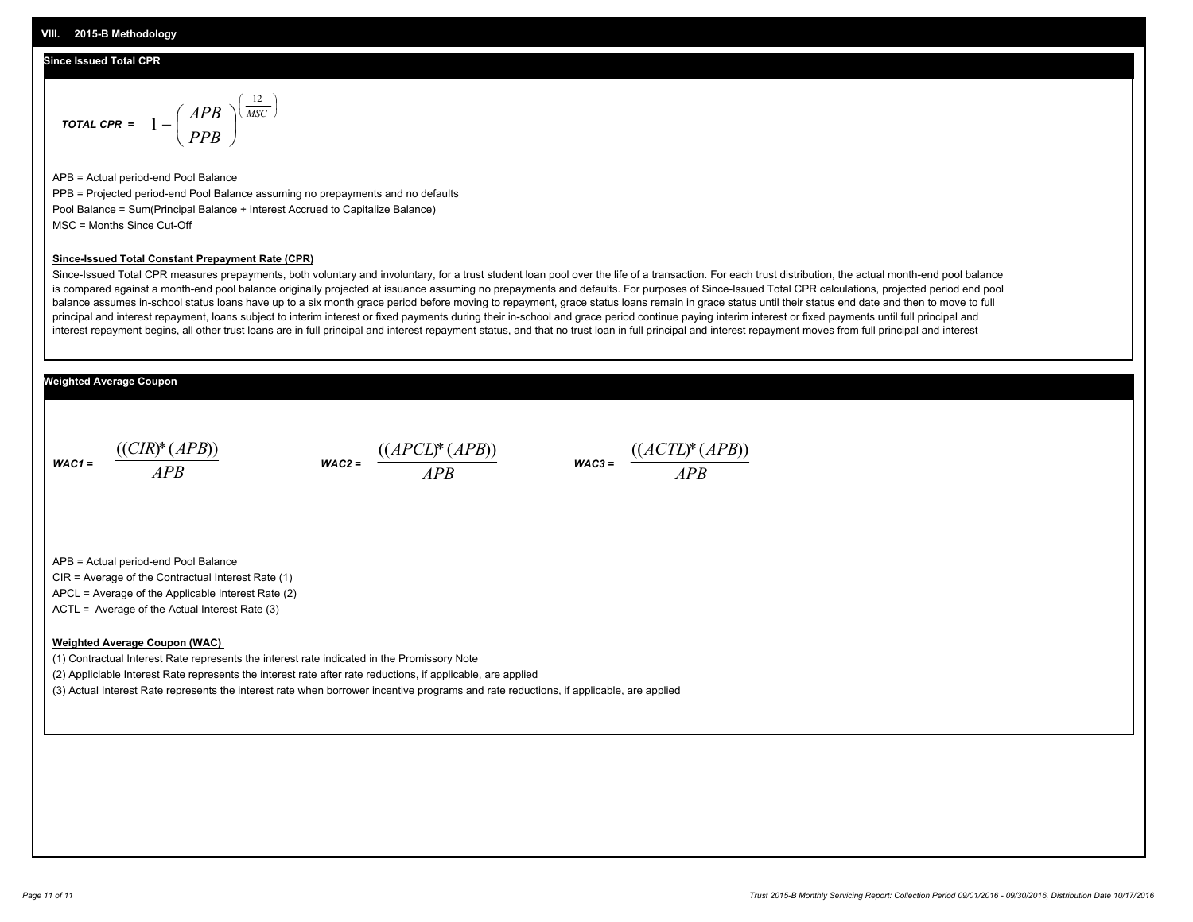## VIII. 2015-B Methodology

### Since Issued Total CPR

$$\textit{TOTAL CPR} = 1 - \left(\frac{APB}{PPB}\right)^{\left(\frac{12}{MSC}\right)}$$

APB = Actual period-end Pool Balance

PPB = Projected period-end Pool Balance assuming no prepayments and no defaults

Pool Balance = Sum(Principal Balance + Interest Accrued to Capitalize Balance)

MSC = Months Since Cut-Off

**Since-Issued Total Constant Prepayment Rate (CPR)**

Since-Issued Total CPR measures prepayments, both voluntary and involuntary, for a trust student loan pool over the life of a transaction. For each trust distribution, the actual month-end pool balance is compared against a month-end pool balance originally projected at issuance assuming no prepayments and defaults. For purposes of Since-Issued Total CPR calculations, projected period end pool balance assumes in-school status loans have up to a six month grace period before moving to repayment, grace status loans remain in grace status until their status end date and then to move to full principal and interest repayment, loans subject to interim interest or fixed payments during their in-school and grace period continue paying interim interest or fixed payments until full principal and interest repayment begins, all other trust loans are in full principal and interest repayment status, and that no trust loan in full principal and interest repayment moves from full principal and interest

### Weighted Average Coupon

$$\textit{WAC1} = \frac{((CIR)*(APB))}{APB} \qquad \textit{WAC2} = \frac{((APCL)*(APB))}{APB} \qquad \textit{WAC3} = \frac{((ACTL)*(APB))}{APB}$$

APB = Actual period-end Pool Balance

CIR = Average of the Contractual Interest Rate (1)

APCL = Average of the Applicable Interest Rate (2)

ACTL = Average of the Actual Interest Rate (3)

**Weighted Average Coupon (WAC)**

(1) Contractual Interest Rate represents the interest rate indicated in the Promissory Note

(2) Appliclable Interest Rate represents the interest rate after rate reductions, if applicable, are applied

(3) Actual Interest Rate represents the interest rate when borrower incentive programs and rate reductions, if applicable, are applied